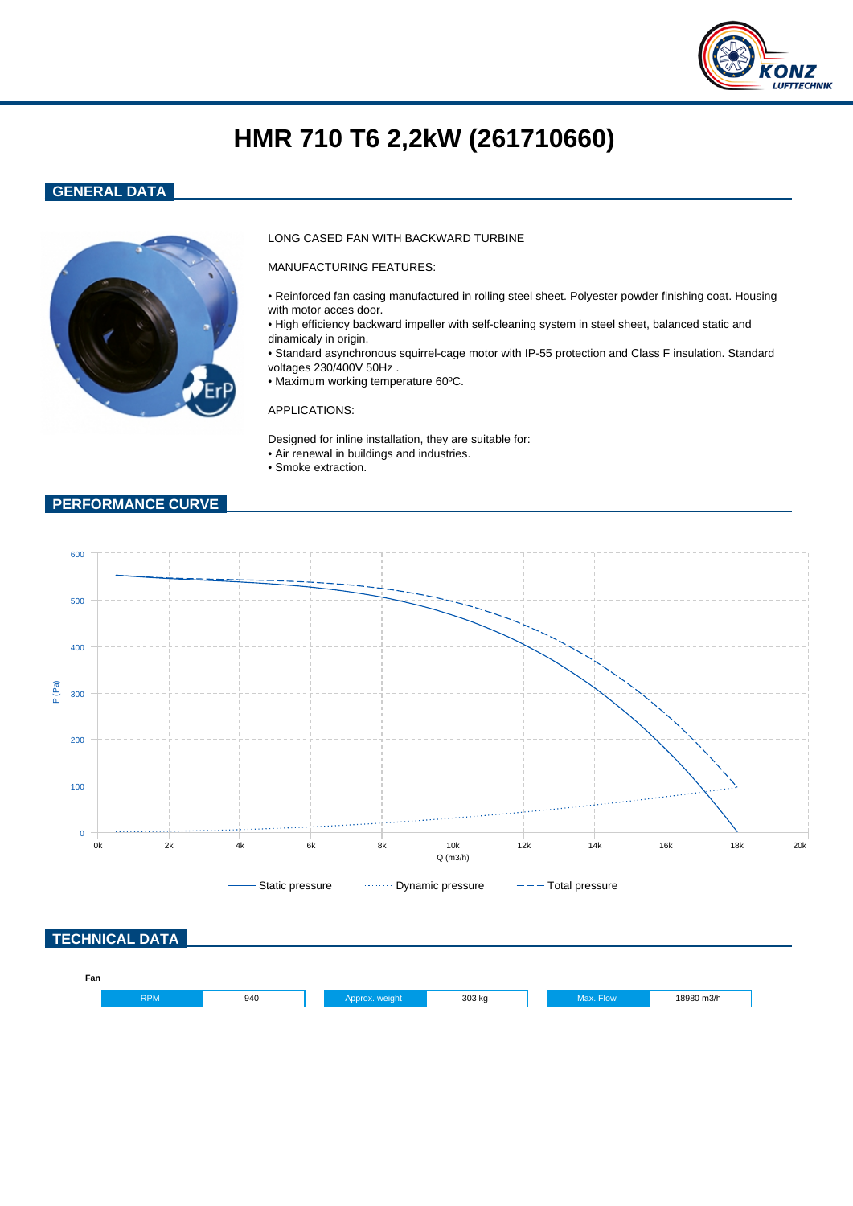# HMR 710 T6 2,2kW (261710660)

## GENERAL DATA

LONG CASED FAN WITH BACKWARD TURBINE

MANUFACTURING FEATURES:

• Reinforced fan casing manufactured in rolling steel sheet. Polyester powder finishing coat. Housing with motor acces door.
• High efficiency backward impeller with self-cleaning system in steel sheet, balanced static and dinamicaly in origin.
• Standard asynchronous squirrel-cage motor with IP-55 protection and Class F insulation. Standard voltages 230/400V 50Hz .
• Maximum working temperature 60ºC.

APPLICATIONS:

Designed for inline installation, they are suitable for:
• Air renewal in buildings and industries.
• Smoke extraction.

## PERFORMANCE CURVE

P (Pa)
600
500
400
300
200
100
0
0k 2k 4k 6k 8k 10k 12k 14k 16k 18k 20k
Q (m3/h)

Static pressure   Dynamic pressure   Total pressure

## TECHNICAL DATA

**Fan**

| | | | | | |
|---|---|---|---|---|---|
| RPM | 940 | Approx. weight | 303 kg | Max. Flow | 18980 m3/h |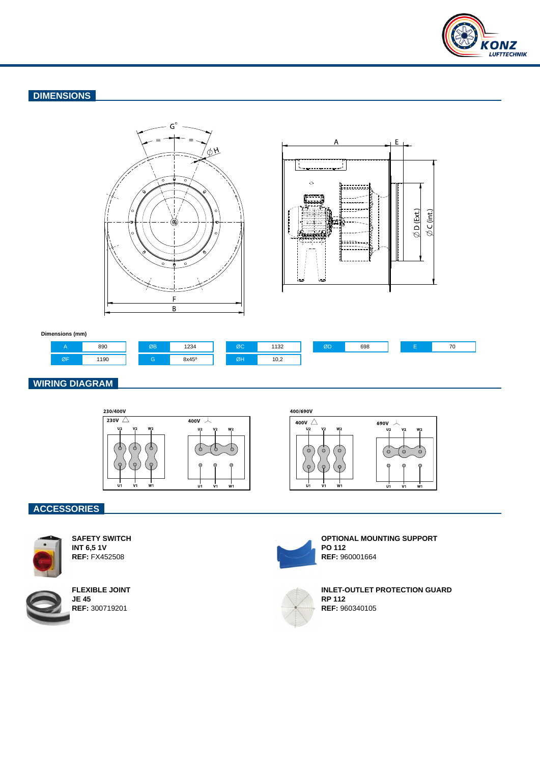## DIMENSIONS

**Dimensions (mm)**

| A | 890 | ØB | 1234 | ØC | 1132 | ØD | 698 | E | 70 |
|---|---|---|---|---|---|---|---|---|---|
| ØF | 1190 | G | 8x45º | ØH | 10,2 | | | | |

## WIRING DIAGRAM

230/400V

400/690V

## ACCESSORIES

**SAFETY SWITCH**
**INT 6,5 1V**
**REF:** FX452508

**FLEXIBLE JOINT**
**JE 45**
**REF:** 300719201

**OPTIONAL MOUNTING SUPPORT**
**PO 112**
**REF:** 960001664

**INLET-OUTLET PROTECTION GUARD**
**RP 112**
**REF:** 960340105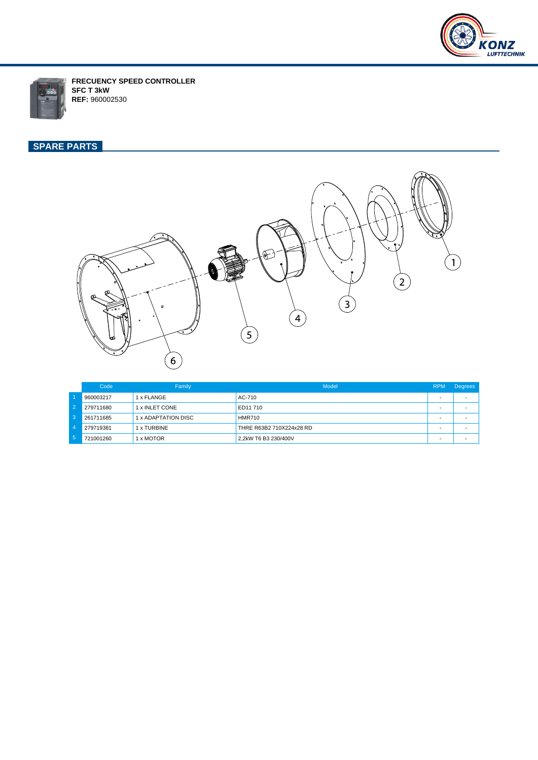**FRECUENCY SPEED CONTROLLER**
**SFC T 3kW**
**REF:** 960002530

## SPARE PARTS

1
2
3
4
5
6

| | Code | Family | Model | RPM | Degrees |
|---|---|---|---|---|---|
| 1 | 960003217 | 1 x FLANGE | AC-710 | - | - |
| 2 | 279711680 | 1 x INLET CONE | ED11 710 | - | - |
| 3 | 261711685 | 1 x ADAPTATION DISC | HMR710 | - | - |
| 4 | 279719381 | 1 x TURBINE | THRE R63B2 710X224x28 RD | - | - |
| 5 | 721001260 | 1 x MOTOR | 2,2kW T6 B3 230/400V | - | - |